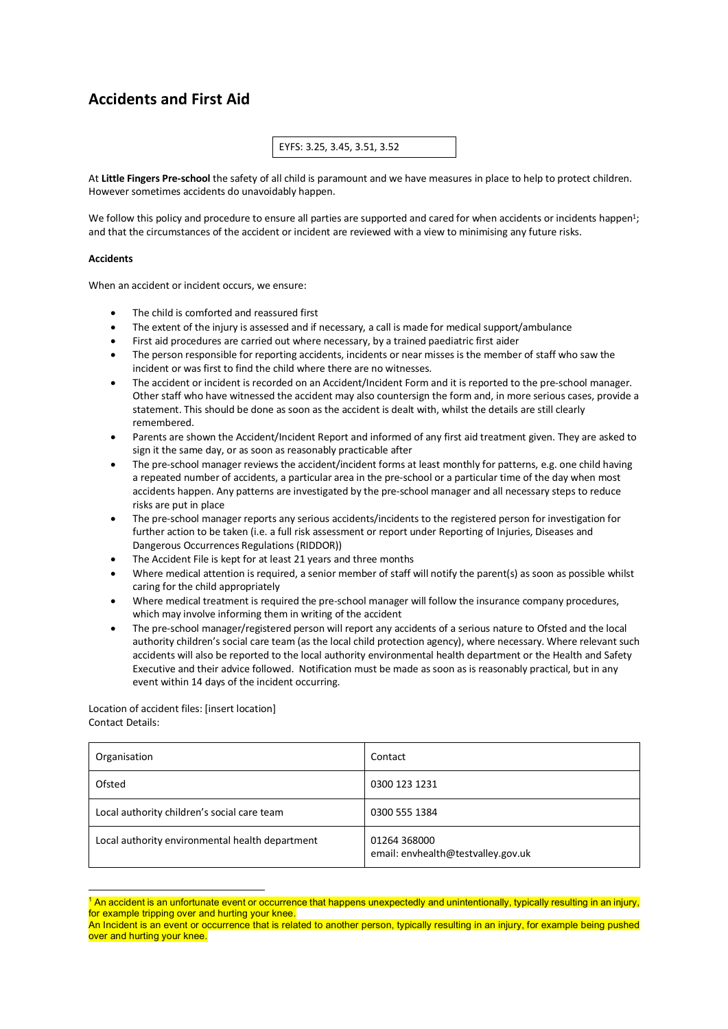# Accidents and First Aid

EYFS: 3.25, 3.45, 3.51, 3.52

At **Little Fingers Pre-school** the safety of all child is paramount and we have measures in place to help to protect children. However sometimes accidents do unavoidably happen.

We follow this policy and procedure to ensure all parties are supported and cared for when accidents or incidents happen[1]; and that the circumstances of the accident or incident are reviewed with a view to minimising any future risks.

**Accidents**

When an accident or incident occurs, we ensure:

- The child is comforted and reassured first
- The extent of the injury is assessed and if necessary, a call is made for medical support/ambulance
- First aid procedures are carried out where necessary, by a trained paediatric first aider
- The person responsible for reporting accidents, incidents or near misses is the member of staff who saw the incident or was first to find the child where there are no witnesses.
- The accident or incident is recorded on an Accident/Incident Form and it is reported to the pre-school manager. Other staff who have witnessed the accident may also countersign the form and, in more serious cases, provide a statement. This should be done as soon as the accident is dealt with, whilst the details are still clearly remembered.
- Parents are shown the Accident/Incident Report and informed of any first aid treatment given. They are asked to sign it the same day, or as soon as reasonably practicable after
- The pre-school manager reviews the accident/incident forms at least monthly for patterns, e.g. one child having a repeated number of accidents, a particular area in the pre-school or a particular time of the day when most accidents happen. Any patterns are investigated by the pre-school manager and all necessary steps to reduce risks are put in place
- The pre-school manager reports any serious accidents/incidents to the registered person for investigation for further action to be taken (i.e. a full risk assessment or report under Reporting of Injuries, Diseases and Dangerous Occurrences Regulations (RIDDOR))
- The Accident File is kept for at least 21 years and three months
- Where medical attention is required, a senior member of staff will notify the parent(s) as soon as possible whilst caring for the child appropriately
- Where medical treatment is required the pre-school manager will follow the insurance company procedures, which may involve informing them in writing of the accident
- The pre-school manager/registered person will report any accidents of a serious nature to Ofsted and the local authority children's social care team (as the local child protection agency), where necessary. Where relevant such accidents will also be reported to the local authority environmental health department or the Health and Safety Executive and their advice followed. Notification must be made as soon as is reasonably practical, but in any event within 14 days of the incident occurring.

Location of accident files: [insert location]
Contact Details:

| Organisation | Contact |
|---|---|
| Ofsted | 0300 123 1231 |
| Local authority children's social care team | 0300 555 1384 |
| Local authority environmental health department | 01264 368000<br>email: envhealth@testvalley.gov.uk |

[1] An accident is an unfortunate event or occurrence that happens unexpectedly and unintentionally, typically resulting in an injury, for example tripping over and hurting your knee.
An Incident is an event or occurrence that is related to another person, typically resulting in an injury, for example being pushed over and hurting your knee.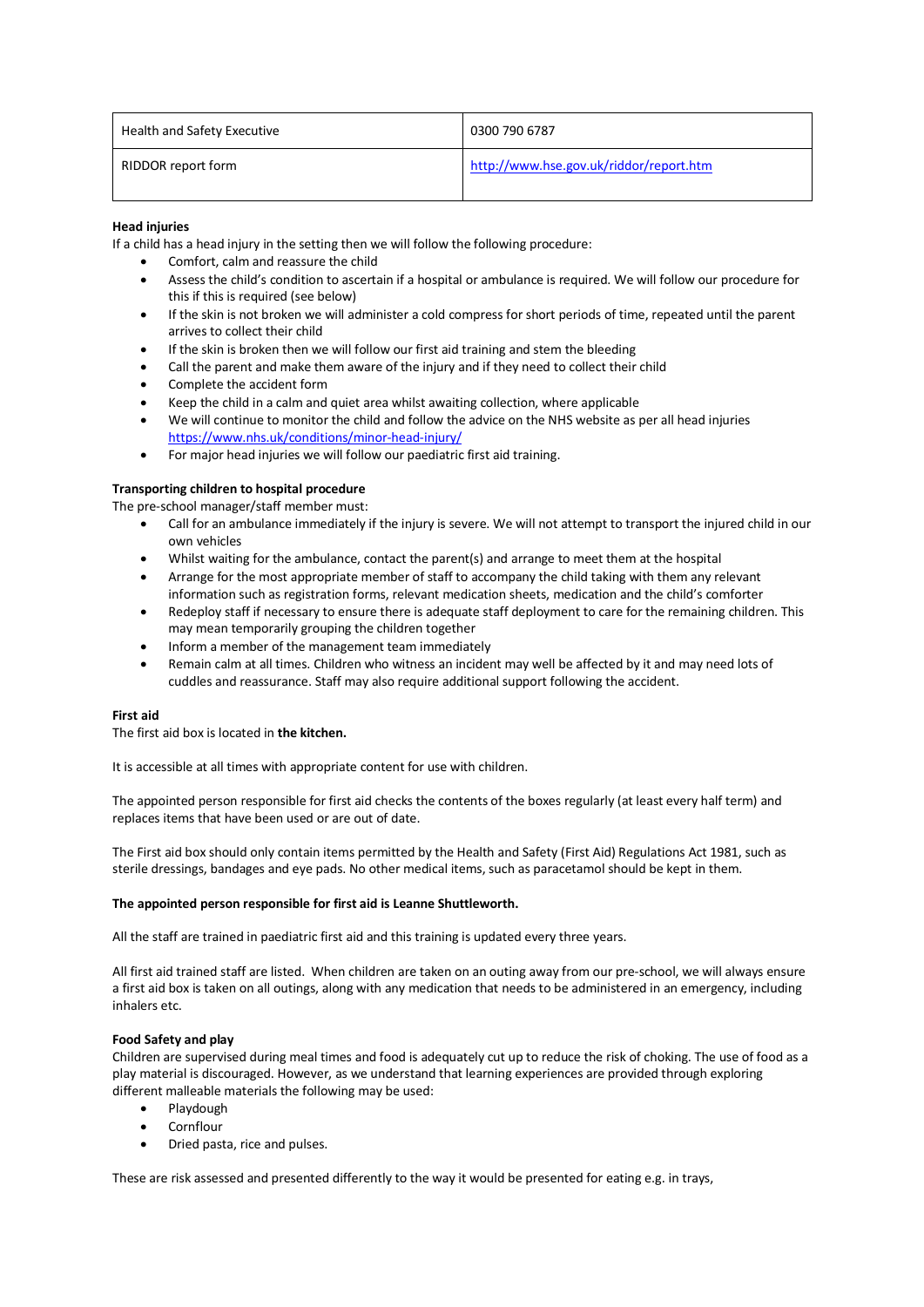| Health and Safety Executive | 0300 790 6787 |
|---|---|
| RIDDOR report form | http://www.hse.gov.uk/riddor/report.htm |

**Head injuries**

If a child has a head injury in the setting then we will follow the following procedure:

- Comfort, calm and reassure the child
- Assess the child's condition to ascertain if a hospital or ambulance is required. We will follow our procedure for this if this is required (see below)
- If the skin is not broken we will administer a cold compress for short periods of time, repeated until the parent arrives to collect their child
- If the skin is broken then we will follow our first aid training and stem the bleeding
- Call the parent and make them aware of the injury and if they need to collect their child
- Complete the accident form
- Keep the child in a calm and quiet area whilst awaiting collection, where applicable
- We will continue to monitor the child and follow the advice on the NHS website as per all head injuries https://www.nhs.uk/conditions/minor-head-injury/
- For major head injuries we will follow our paediatric first aid training.

**Transporting children to hospital procedure**

The pre-school manager/staff member must:

- Call for an ambulance immediately if the injury is severe. We will not attempt to transport the injured child in our own vehicles
- Whilst waiting for the ambulance, contact the parent(s) and arrange to meet them at the hospital
- Arrange for the most appropriate member of staff to accompany the child taking with them any relevant information such as registration forms, relevant medication sheets, medication and the child's comforter
- Redeploy staff if necessary to ensure there is adequate staff deployment to care for the remaining children. This may mean temporarily grouping the children together
- Inform a member of the management team immediately
- Remain calm at all times. Children who witness an incident may well be affected by it and may need lots of cuddles and reassurance. Staff may also require additional support following the accident.

**First aid**

The first aid box is located in **the kitchen.**

It is accessible at all times with appropriate content for use with children.

The appointed person responsible for first aid checks the contents of the boxes regularly (at least every half term) and replaces items that have been used or are out of date.

The First aid box should only contain items permitted by the Health and Safety (First Aid) Regulations Act 1981, such as sterile dressings, bandages and eye pads. No other medical items, such as paracetamol should be kept in them.

**The appointed person responsible for first aid is Leanne Shuttleworth.**

All the staff are trained in paediatric first aid and this training is updated every three years.

All first aid trained staff are listed. When children are taken on an outing away from our pre-school, we will always ensure a first aid box is taken on all outings, along with any medication that needs to be administered in an emergency, including inhalers etc.

**Food Safety and play**

Children are supervised during meal times and food is adequately cut up to reduce the risk of choking. The use of food as a play material is discouraged. However, as we understand that learning experiences are provided through exploring different malleable materials the following may be used:

- Playdough
- Cornflour
- Dried pasta, rice and pulses.

These are risk assessed and presented differently to the way it would be presented for eating e.g. in trays,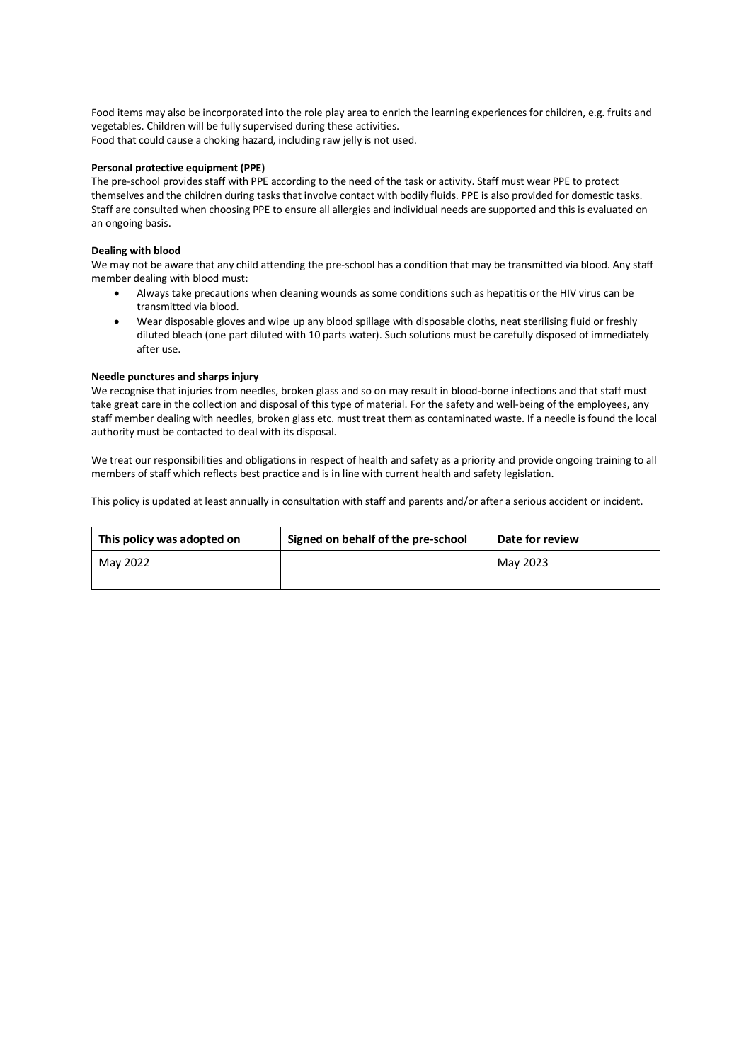Food items may also be incorporated into the role play area to enrich the learning experiences for children, e.g. fruits and vegetables. Children will be fully supervised during these activities.
Food that could cause a choking hazard, including raw jelly is not used.

**Personal protective equipment (PPE)**
The pre-school provides staff with PPE according to the need of the task or activity. Staff must wear PPE to protect themselves and the children during tasks that involve contact with bodily fluids. PPE is also provided for domestic tasks. Staff are consulted when choosing PPE to ensure all allergies and individual needs are supported and this is evaluated on an ongoing basis.

**Dealing with blood**
We may not be aware that any child attending the pre-school has a condition that may be transmitted via blood. Any staff member dealing with blood must:

- Always take precautions when cleaning wounds as some conditions such as hepatitis or the HIV virus can be transmitted via blood.
- Wear disposable gloves and wipe up any blood spillage with disposable cloths, neat sterilising fluid or freshly diluted bleach (one part diluted with 10 parts water). Such solutions must be carefully disposed of immediately after use.

**Needle punctures and sharps injury**
We recognise that injuries from needles, broken glass and so on may result in blood-borne infections and that staff must take great care in the collection and disposal of this type of material. For the safety and well-being of the employees, any staff member dealing with needles, broken glass etc. must treat them as contaminated waste. If a needle is found the local authority must be contacted to deal with its disposal.

We treat our responsibilities and obligations in respect of health and safety as a priority and provide ongoing training to all members of staff which reflects best practice and is in line with current health and safety legislation.

This policy is updated at least annually in consultation with staff and parents and/or after a serious accident or incident.

| This policy was adopted on | Signed on behalf of the pre-school | Date for review |
|---|---|---|
| May 2022 | | May 2023 |